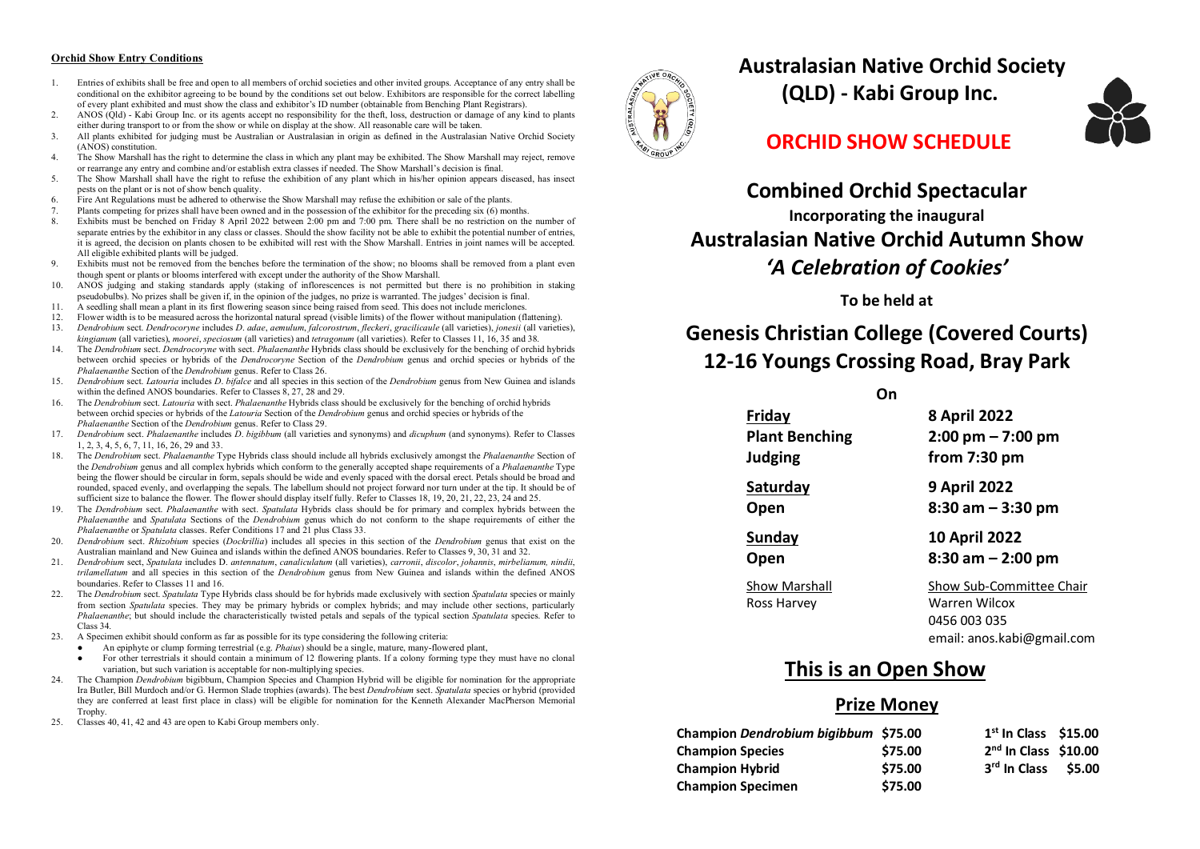#### Orchid Show Entry Conditions

1. Entries of exhibits shall be free and open to all members of orchid societies and other invited groups. Acceptance of any entry shall be conditional on the exhibitor agreeing to be bound by the conditions set out below. Exhibitors are responsible for the correct labelling of every plant exhibited and must show the class and exhibitor's ID number (obtainable from Benching Plant Registrars).
2. ANOS (Qld) - Kabi Group Inc. or its agents accept no responsibility for the theft, loss, destruction or damage of any kind to plants either during transport to or from the show or while on display at the show. All reasonable care will be taken.
3. All plants exhibited for judging must be Australian or Australasian in origin as defined in the Australasian Native Orchid Society (ANOS) constitution.
4. The Show Marshall has the right to determine the class in which any plant may be exhibited. The Show Marshall may reject, remove or rearrange any entry and combine and/or establish extra classes if needed. The Show Marshall's decision is final.
5. The Show Marshall shall have the right to refuse the exhibition of any plant which in his/her opinion appears diseased, has insect pests on the plant or is not of show bench quality.
6. Fire Ant Regulations must be adhered to otherwise the Show Marshall may refuse the exhibition or sale of the plants.
7. Plants competing for prizes shall have been owned and in the possession of the exhibitor for the preceding six (6) months.
8. Exhibits must be benched on Friday 8 April 2022 between 2:00 pm and 7:00 pm. There shall be no restriction on the number of separate entries by the exhibitor in any class or classes. Should the show facility not be able to exhibit the potential number of entries, it is agreed, the decision on plants chosen to be exhibited will rest with the Show Marshall. Entries in joint names will be accepted. All eligible exhibited plants will be judged.
9. Exhibits must not be removed from the benches before the termination of the show; no blooms shall be removed from a plant even though spent or plants or blooms interfered with except under the authority of the Show Marshall.
10. ANOS judging and staking standards apply (staking of inflorescences is not permitted but there is no prohibition in staking pseudobulbs). No prizes shall be given if, in the opinion of the judges, no prize is warranted. The judges' decision is final.
11. A seedling shall mean a plant in its first flowering season since being raised from seed. This does not include mericlones.
12. Flower width is to be measured across the horizontal natural spread (visible limits) of the flower without manipulation (flattening).
13. *Dendrobium* sect. *Dendrocoryne* includes *D. adae*, *aemulum*, *falcorostrum*, *fleckeri*, *gracilicaule* (all varieties), *jonesii* (all varieties), *kingianum* (all varieties), *moorei*, *speciosum* (all varieties) and *tetragonum* (all varieties). Refer to Classes 11, 16, 35 and 38.
14. The *Dendrobium* sect. *Dendrocoryne* with sect. *Phalaenanthe* Hybrids class should be exclusively for the benching of orchid hybrids between orchid species or hybrids of the *Dendrocoryne* Section of the *Dendrobium* genus and orchid species or hybrids of the *Phalaenanthe* Section of the *Dendrobium* genus. Refer to Class 26.
15. *Dendrobium* sect. *Latouria* includes *D. bifalce* and all species in this section of the *Dendrobium* genus from New Guinea and islands within the defined ANOS boundaries. Refer to Classes 8, 27, 28 and 29.
16. The *Dendrobium* sect. *Latouria* with sect. *Phalaenanthe* Hybrids class should be exclusively for the benching of orchid hybrids between orchid species or hybrids of the *Latouria* Section of the *Dendrobium* genus and orchid species or hybrids of the *Phalaenanthe* Section of the *Dendrobium* genus. Refer to Class 29.
17. *Dendrobium* sect. *Phalaenanthe* includes *D. bigibbum* (all varieties and synonyms) and *dicuphum* (and synonyms). Refer to Classes 1, 2, 3, 4, 5, 6, 7, 11, 16, 26, 29 and 33.
18. The *Dendrobium* sect. *Phalaenanthe* Type Hybrids class should include all hybrids exclusively amongst the *Phalaenanthe* Section of the *Dendrobium* genus and all complex hybrids which conform to the generally accepted shape requirements of a *Phalaenanthe* Type being the flower should be circular in form, sepals should be wide and evenly spaced with the dorsal erect. Petals should be broad and rounded, spaced evenly, and overlapping the sepals. The labellum should not project forward nor turn under at the tip. It should be of sufficient size to balance the flower. The flower should display itself fully. Refer to Classes 18, 19, 20, 21, 22, 23, 24 and 25.
19. The *Dendrobium* sect. *Phalaenanthe* with sect. *Spatulata* Hybrids class should be for primary and complex hybrids between the *Phalaenanthe* and *Spatulata* Sections of the *Dendrobium* genus which do not conform to the shape requirements of either the *Phalaenanthe* or *Spatulata* classes. Refer Conditions 17 and 21 plus Class 33.
20. *Dendrobium* sect. *Rhizobium* species (*Dockrillia*) includes all species in this section of the *Dendrobium* genus that exist on the Australian mainland and New Guinea and islands within the defined ANOS boundaries. Refer to Classes 9, 30, 31 and 32.
21. *Dendrobium* sect. *Spatulata* includes D. *antennatum*, *canaliculatum* (all varieties), *carronii*, *discolor*, *johannis*, *mirbelianum, nindii*, *trilamellatum* and all species in this section of the *Dendrobium* genus from New Guinea and islands within the defined ANOS boundaries. Refer to Classes 11 and 16.
22. The *Dendrobium* sect. *Spatulata* Type Hybrids class should be for hybrids made exclusively with section *Spatulata* species or mainly from section *Spatulata* species. They may be primary hybrids or complex hybrids; and may include other sections, particularly *Phalaenanthe*; but should include the characteristically twisted petals and sepals of the typical section *Spatulata* species. Refer to Class 34.
23. A Specimen exhibit should conform as far as possible for its type considering the following criteria:
    - An epiphyte or clump forming terrestrial (e.g. *Phaius*) should be a single, mature, many-flowered plant,
    - For other terrestrials it should contain a minimum of 12 flowering plants. If a colony forming type they must have no clonal variation, but such variation is acceptable for non-multiplying species.
24. The Champion *Dendrobium* bigibbum, Champion Species and Champion Hybrid will be eligible for nomination for the appropriate Ira Butler, Bill Murdoch and/or G. Hermon Slade trophies (awards). The best *Dendrobium* sect. *Spatulata* species or hybrid (provided they are conferred at least first place in class) will be eligible for nomination for the Kenneth Alexander MacPherson Memorial Trophy.
25. Classes 40, 41, 42 and 43 are open to Kabi Group members only.

# Australasian Native Orchid Society (QLD) - Kabi Group Inc.

## ORCHID SHOW SCHEDULE

## Combined Orchid Spectacular

**Incorporating the inaugural**

## Australasian Native Orchid Autumn Show

## *'A Celebration of Cookies'*

**To be held at**

## Genesis Christian College (Covered Courts)
## 12-16 Youngs Crossing Road, Bray Park

**On**

| | |
|---|---|
| **Friday** | **8 April 2022** |
| **Plant Benching** | **2:00 pm – 7:00 pm** |
| **Judging** | **from 7:30 pm** |
| **Saturday** | **9 April 2022** |
| **Open** | **8:30 am – 3:30 pm** |
| **Sunday** | **10 April 2022** |
| **Open** | **8:30 am – 2:00 pm** |

Show Marshall
Ross Harvey

Show Sub-Committee Chair
Warren Wilcox
0456 003 035
email: anos.kabi@gmail.com

## This is an Open Show

### Prize Money

| | | | |
|---|---|---|---|
| **Champion *Dendrobium bigibbum*** | **$75.00** | **1st In Class** | **$15.00** |
| **Champion Species** | **$75.00** | **2nd In Class** | **$10.00** |
| **Champion Hybrid** | **$75.00** | **3rd In Class** | **$5.00** |
| **Champion Specimen** | **$75.00** | | |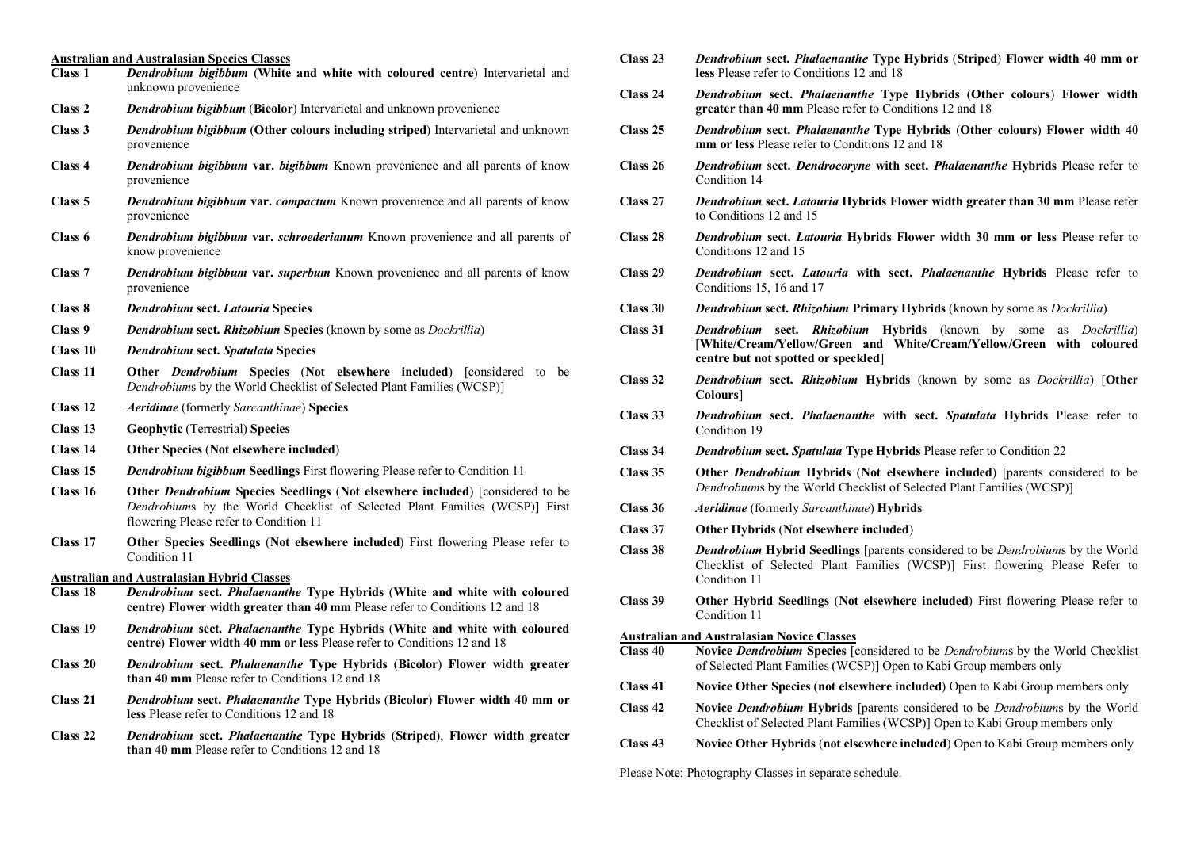## Australian and Australasian Species Classes

**Class 1** ***Dendrobium bigibbum*** **(White and white with coloured centre)** Intervarietal and unknown provenience

**Class 2** ***Dendrobium bigibbum*** **(Bicolor)** Intervarietal and unknown provenience

**Class 3** ***Dendrobium bigibbum*** **(Other colours including striped)** Intervarietal and unknown provenience

**Class 4** ***Dendrobium bigibbum*** **var.** ***bigibbum*** Known provenience and all parents of know provenience

**Class 5** ***Dendrobium bigibbum*** **var.** ***compactum*** Known provenience and all parents of know provenience

**Class 6** ***Dendrobium bigibbum*** **var.** ***schroederianum*** Known provenience and all parents of know provenience

**Class 7** ***Dendrobium bigibbum*** **var.** ***superbum*** Known provenience and all parents of know provenience

**Class 8** ***Dendrobium*** **sect.** ***Latouria*** **Species**

**Class 9** ***Dendrobium*** **sect.** ***Rhizobium*** **Species** (known by some as *Dockrillia*)

**Class 10** ***Dendrobium*** **sect.** ***Spatulata*** **Species**

**Class 11** **Other** ***Dendrobium*** **Species (Not elsewhere included)** [considered to be *Dendrobium*s by the World Checklist of Selected Plant Families (WCSP)]

**Class 12** ***Aeridinae*** (formerly *Sarcanthinae*) **Species**

**Class 13** **Geophytic** (Terrestrial) **Species**

**Class 14** **Other Species (Not elsewhere included)**

**Class 15** ***Dendrobium bigibbum*** **Seedlings** First flowering Please refer to Condition 11

**Class 16** **Other** ***Dendrobium*** **Species Seedlings (Not elsewhere included)** [considered to be *Dendrobium*s by the World Checklist of Selected Plant Families (WCSP)] First flowering Please refer to Condition 11

**Class 17** **Other Species Seedlings (Not elsewhere included)** First flowering Please refer to Condition 11

## Australian and Australasian Hybrid Classes

**Class 18** ***Dendrobium*** **sect.** ***Phalaenanthe*** **Type Hybrids (White and white with coloured centre) Flower width greater than 40 mm** Please refer to Conditions 12 and 18

**Class 19** ***Dendrobium*** **sect.** ***Phalaenanthe*** **Type Hybrids (White and white with coloured centre) Flower width 40 mm or less** Please refer to Conditions 12 and 18

**Class 20** ***Dendrobium*** **sect.** ***Phalaenanthe*** **Type Hybrids (Bicolor) Flower width greater than 40 mm** Please refer to Conditions 12 and 18

**Class 21** ***Dendrobium*** **sect.** ***Phalaenanthe*** **Type Hybrids (Bicolor) Flower width 40 mm or less** Please refer to Conditions 12 and 18

**Class 22** ***Dendrobium*** **sect.** ***Phalaenanthe*** **Type Hybrids (Striped), Flower width greater than 40 mm** Please refer to Conditions 12 and 18

**Class 23** ***Dendrobium*** **sect.** ***Phalaenanthe*** **Type Hybrids (Striped) Flower width 40 mm or less** Please refer to Conditions 12 and 18

**Class 24** ***Dendrobium*** **sect.** ***Phalaenanthe*** **Type Hybrids (Other colours) Flower width greater than 40 mm** Please refer to Conditions 12 and 18

**Class 25** ***Dendrobium*** **sect.** ***Phalaenanthe*** **Type Hybrids (Other colours) Flower width 40 mm or less** Please refer to Conditions 12 and 18

**Class 26** ***Dendrobium*** **sect.** ***Dendrocoryne*** **with sect.** ***Phalaenanthe*** **Hybrids** Please refer to Condition 14

**Class 27** ***Dendrobium*** **sect.** ***Latouria*** **Hybrids Flower width greater than 30 mm** Please refer to Conditions 12 and 15

**Class 28** ***Dendrobium*** **sect.** ***Latouria*** **Hybrids Flower width 30 mm or less** Please refer to Conditions 12 and 15

**Class 29** ***Dendrobium*** **sect.** ***Latouria*** **with sect.** ***Phalaenanthe*** **Hybrids** Please refer to Conditions 15, 16 and 17

**Class 30** ***Dendrobium*** **sect.** ***Rhizobium*** **Primary Hybrids** (known by some as *Dockrillia*)

**Class 31** ***Dendrobium*** **sect.** ***Rhizobium*** **Hybrids** (known by some as *Dockrillia*) [**White/Cream/Yellow/Green and White/Cream/Yellow/Green with coloured centre but not spotted or speckled**]

**Class 32** ***Dendrobium*** **sect.** ***Rhizobium*** **Hybrids** (known by some as *Dockrillia*) [**Other Colours**]

**Class 33** ***Dendrobium*** **sect.** ***Phalaenanthe*** **with sect.** ***Spatulata*** **Hybrids** Please refer to Condition 19

**Class 34** ***Dendrobium*** **sect.** ***Spatulata*** **Type Hybrids** Please refer to Condition 22

**Class 35** **Other** ***Dendrobium*** **Hybrids (Not elsewhere included)** [parents considered to be *Dendrobium*s by the World Checklist of Selected Plant Families (WCSP)]

**Class 36** ***Aeridinae*** (formerly *Sarcanthinae*) **Hybrids**

**Class 37** **Other Hybrids (Not elsewhere included)**

**Class 38** ***Dendrobium*** **Hybrid Seedlings** [parents considered to be *Dendrobium*s by the World Checklist of Selected Plant Families (WCSP)] First flowering Please Refer to Condition 11

**Class 39** **Other Hybrid Seedlings (Not elsewhere included)** First flowering Please refer to Condition 11

## Australian and Australasian Novice Classes

**Class 40** **Novice** ***Dendrobium*** **Species** [considered to be *Dendrobium*s by the World Checklist of Selected Plant Families (WCSP)] Open to Kabi Group members only

**Class 41** **Novice Other Species (not elsewhere included)** Open to Kabi Group members only

**Class 42** **Novice** ***Dendrobium*** **Hybrids** [parents considered to be *Dendrobium*s by the World Checklist of Selected Plant Families (WCSP)] Open to Kabi Group members only

**Class 43** **Novice Other Hybrids (not elsewhere included)** Open to Kabi Group members only

Please Note: Photography Classes in separate schedule.